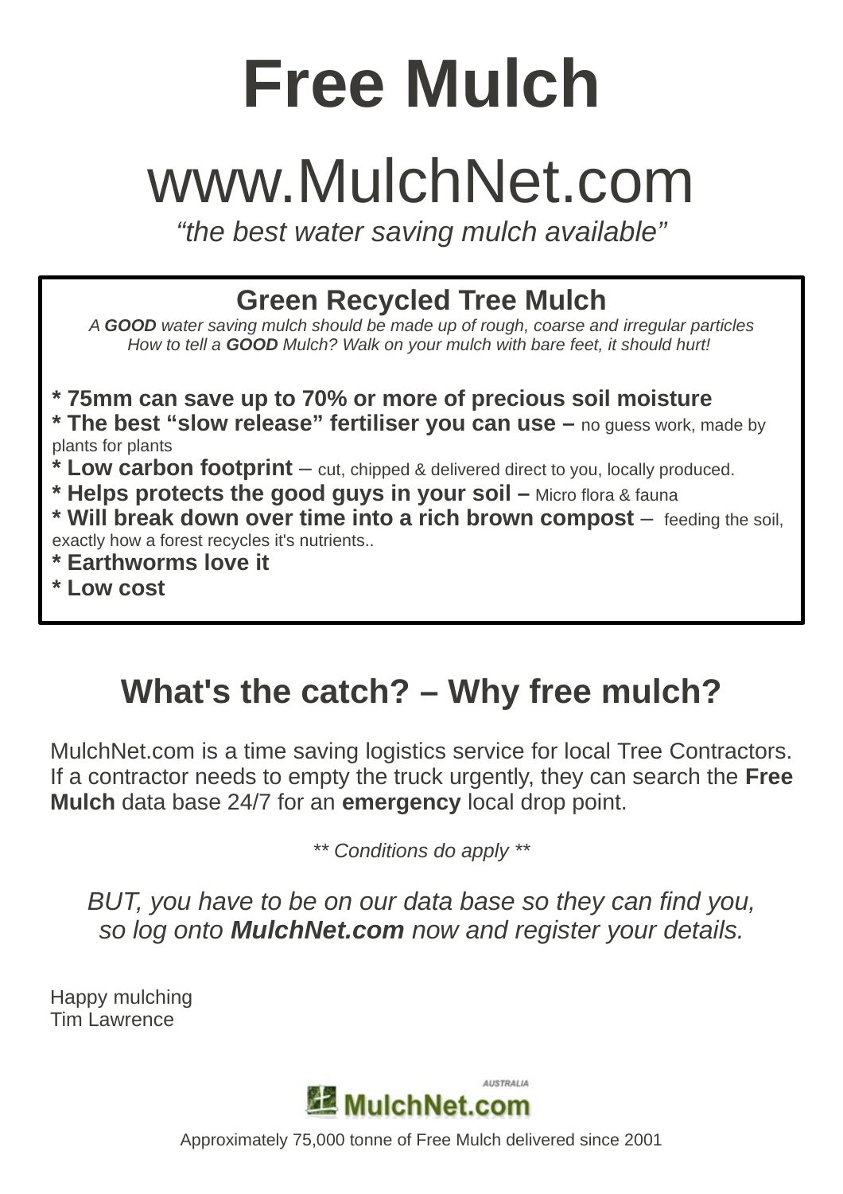# Free Mulch

## www.MulchNet.com

*"the best water saving mulch available"*

### Green Recycled Tree Mulch

*A **GOOD** water saving mulch should be made up of rough, coarse and irregular particles*
*How to tell a **GOOD** Mulch? Walk on your mulch with bare feet, it should hurt!*

**\* 75mm can save up to 70% or more of precious soil moisture**
**\* The best "slow release" fertiliser you can use –** no guess work, made by plants for plants
**\* Low carbon footprint** – cut, chipped & delivered direct to you, locally produced.
**\* Helps protects the good guys in your soil –** Micro flora & fauna
**\* Will break down over time into a rich brown compost** – feeding the soil, exactly how a forest recycles it's nutrients..
**\* Earthworms love it**
**\* Low cost**

## What's the catch? – Why free mulch?

MulchNet.com is a time saving logistics service for local Tree Contractors. If a contractor needs to empty the truck urgently, they can search the **Free Mulch** data base 24/7 for an **emergency** local drop point.

*\*\* Conditions do apply \*\**

*BUT, you have to be on our data base so they can find you, so log onto **MulchNet.com** now and register your details.*

Happy mulching
Tim Lawrence

MulchNet.com AUSTRALIA

Approximately 75,000 tonne of Free Mulch delivered since 2001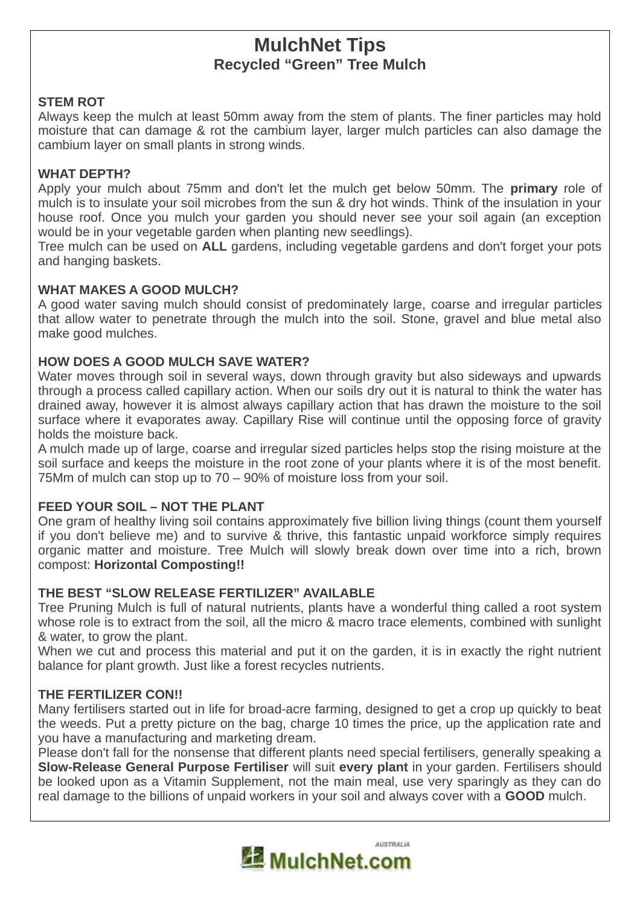# MulchNet Tips

## Recycled “Green” Tree Mulch

**STEM ROT**

Always keep the mulch at least 50mm away from the stem of plants. The finer particles may hold moisture that can damage & rot the cambium layer, larger mulch particles can also damage the cambium layer on small plants in strong winds.

**WHAT DEPTH?**

Apply your mulch about 75mm and don't let the mulch get below 50mm. The **primary** role of mulch is to insulate your soil microbes from the sun & dry hot winds. Think of the insulation in your house roof. Once you mulch your garden you should never see your soil again (an exception would be in your vegetable garden when planting new seedlings).

Tree mulch can be used on **ALL** gardens, including vegetable gardens and don't forget your pots and hanging baskets.

**WHAT MAKES A GOOD MULCH?**

A good water saving mulch should consist of predominately large, coarse and irregular particles that allow water to penetrate through the mulch into the soil. Stone, gravel and blue metal also make good mulches.

**HOW DOES A GOOD MULCH SAVE WATER?**

Water moves through soil in several ways, down through gravity but also sideways and upwards through a process called capillary action. When our soils dry out it is natural to think the water has drained away, however it is almost always capillary action that has drawn the moisture to the soil surface where it evaporates away. Capillary Rise will continue until the opposing force of gravity holds the moisture back.

A mulch made up of large, coarse and irregular sized particles helps stop the rising moisture at the soil surface and keeps the moisture in the root zone of your plants where it is of the most benefit. 75Mm of mulch can stop up to 70 – 90% of moisture loss from your soil.

**FEED YOUR SOIL – NOT THE PLANT**

One gram of healthy living soil contains approximately five billion living things (count them yourself if you don't believe me) and to survive & thrive, this fantastic unpaid workforce simply requires organic matter and moisture. Tree Mulch will slowly break down over time into a rich, brown compost: **Horizontal Composting!!**

**THE BEST “SLOW RELEASE FERTILIZER” AVAILABLE**

Tree Pruning Mulch is full of natural nutrients, plants have a wonderful thing called a root system whose role is to extract from the soil, all the micro & macro trace elements, combined with sunlight & water, to grow the plant.

When we cut and process this material and put it on the garden, it is in exactly the right nutrient balance for plant growth. Just like a forest recycles nutrients.

**THE FERTILIZER CON!!**

Many fertilisers started out in life for broad-acre farming, designed to get a crop up quickly to beat the weeds. Put a pretty picture on the bag, charge 10 times the price, up the application rate and you have a manufacturing and marketing dream.

Please don't fall for the nonsense that different plants need special fertilisers, generally speaking a **Slow-Release General Purpose Fertiliser** will suit **every plant** in your garden. Fertilisers should be looked upon as a Vitamin Supplement, not the main meal, use very sparingly as they can do real damage to the billions of unpaid workers in your soil and always cover with a **GOOD** mulch.

MulchNet.com AUSTRALIA